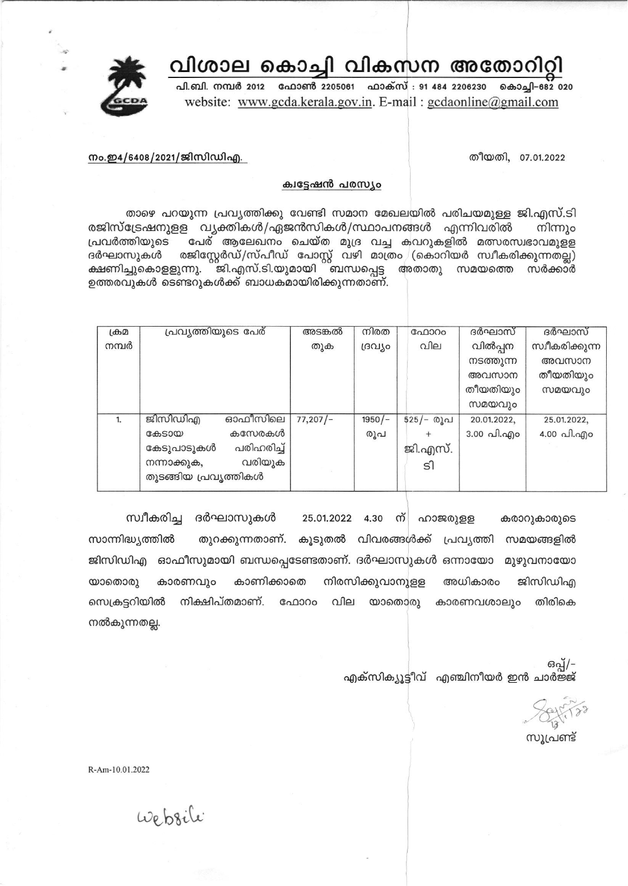# വിശാല കൊച്ചി വികസന അതോറിറ്റി

പി.ബി. നമ്പർ 2012 ഫോൺ 2205061 ഫാക്സ് : 91 484 2206230 കൊച്ചി-682 020
website: www.gcda.kerala.gov.in. E-mail : gcdaonline@gmail.com

നം.ഇ4/6408/2021/ജിസിഡിഎ.

തീയതി, 07.01.2022

## ക്വട്ടേഷൻ പരസ്യം

താഴെ പറയുന്ന പ്രവൃത്തിക്കു വേണ്ടി സമാന മേഖലയിൽ പരിചയമുള്ള ജി.എസ്.ടി രജിസ്ട്രേഷനുള്ള വ്യക്തികൾ/ഏജൻസികൾ/സ്ഥാപനങ്ങൾ എന്നിവരിൽ നിന്നും പ്രവർത്തിയുടെ പേര് ആലേഖനം ചെയ്ത മുദ്ര വച്ച കവറുകളിൽ മത്സരസ്വഭാവമുള്ള ദർഘാസുകൾ രജിസ്റ്റേർഡ്/സ്പീഡ് പോസ്റ്റ് വഴി മാത്രം (കൊറിയർ സ്വീകരിക്കുന്നതല്ല) ക്ഷണിച്ചുകൊള്ളുന്നു. ജി.എസ്.ടി.യുമായി ബന്ധപ്പെട്ട അതാതു സമയത്തെ സർക്കാർ ഉത്തരവുകൾ ടെണ്ടറുകൾക്ക് ബാധകമായിരിക്കുന്നതാണ്.

| ക്രമ നമ്പർ | പ്രവൃത്തിയുടെ പേര് | അടങ്കൽ തുക | നിരത ദ്രവ്യം | ഫോറം വില | ദർഘാസ് വിൽപ്പന നടത്തുന്ന അവസാന തീയതിയും സമയവും | ദർഘാസ് സ്വീകരിക്കുന്ന അവസാന തീയതിയും സമയവും |
|---|---|---|---|---|---|---|
| 1. | ജിസിഡിഎ ഓഫീസിലെ കേടായ കസേരകൾ കേടുപാടുകൾ പരിഹരിച്ച് നന്നാക്കുക, വരിയുക തുടങ്ങിയ പ്രവൃത്തികൾ | 77,207/- | 1950/- രൂപ | 525/- രൂപ + ജി.എസ്.ടി | 20.01.2022, 3.00 പി.എം | 25.01.2022, 4.00 പി.എം |

സ്വീകരിച്ച ദർഘാസുകൾ 25.01.2022 4.30 ന് ഹാജരുള്ള കരാറുകാരുടെ സാന്നിദ്ധ്യത്തിൽ തുറക്കുന്നതാണ്. കൂടുതൽ വിവരങ്ങൾക്ക് പ്രവൃത്തി സമയങ്ങളിൽ ജിസിഡിഎ ഓഫീസുമായി ബന്ധപ്പെടേണ്ടതാണ്. ദർഘാസുകൾ ഒന്നായോ മുഴുവനായോ യാതൊരു കാരണവും കാണിക്കാതെ നിരസിക്കുവാനുള്ള അധികാരം ജിസിഡിഎ സെക്രട്ടറിയിൽ നിക്ഷിപ്തമാണ്. ഫോറം വില യാതൊരു കാരണവശാലും തിരികെ നൽകുന്നതല്ല.

ഒപ്പ്/-
എക്സിക്യൂട്ടീവ് എഞ്ചിനീയർ ഇൻ ചാർജ്ജ്

സൂപ്രണ്ട്

R-Am-10.01.2022

Website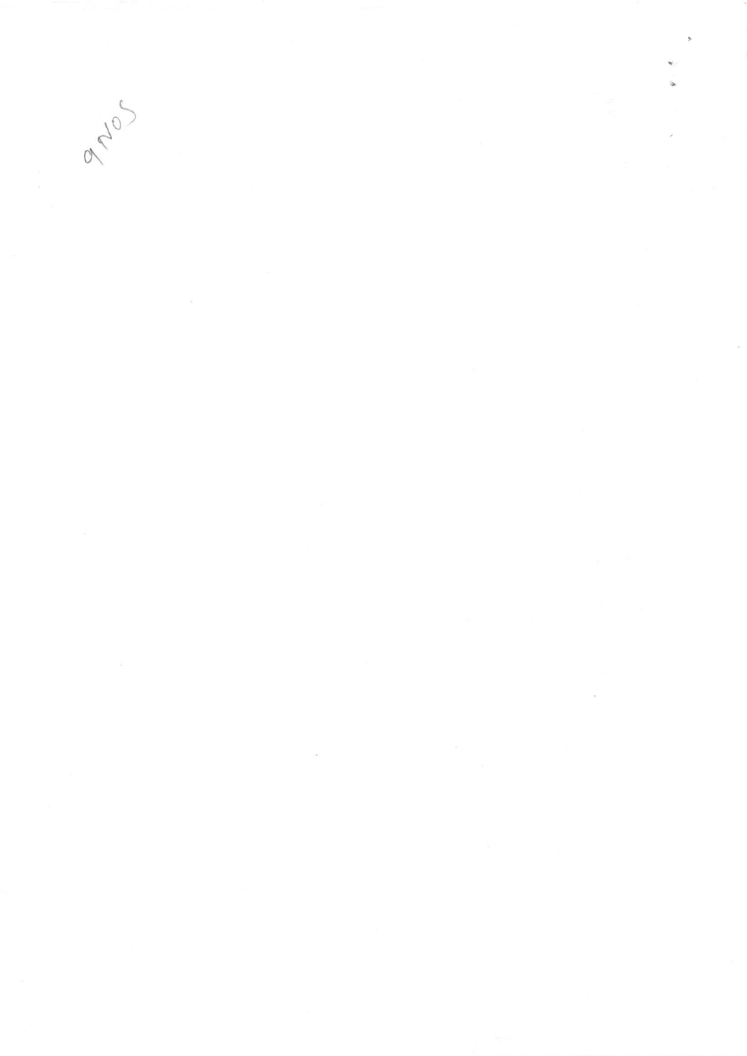9NOS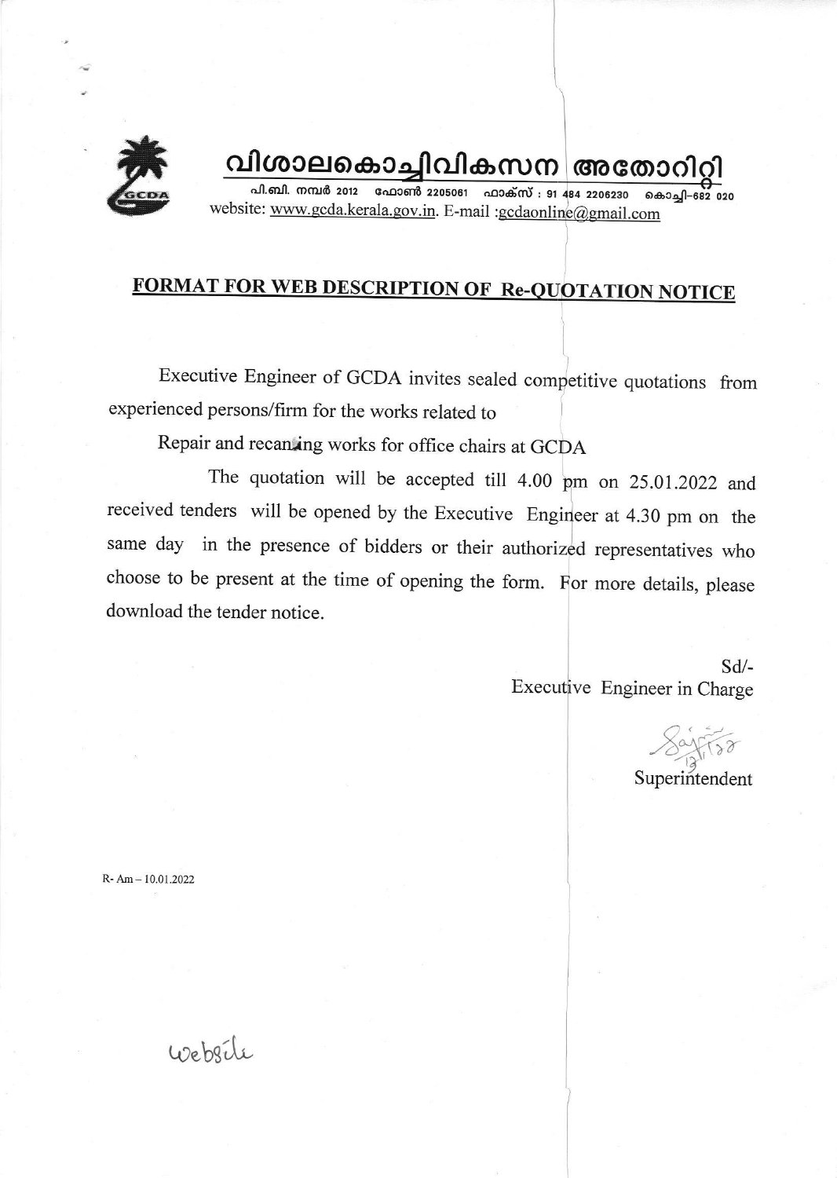# വിശാലകൊച്ചിവികസന അതോറിറ്റി

പി.ബി. നമ്പർ 2012 ഫോൺ 2205061 ഫാക്സ് : 91 484 2206230 കൊച്ചി–682 020

website: www.gcda.kerala.gov.in. E-mail :gcdaonline@gmail.com

## FORMAT FOR WEB DESCRIPTION OF Re-QUOTATION NOTICE

Executive Engineer of GCDA invites sealed competitive quotations from experienced persons/firm for the works related to

Repair and recaning works for office chairs at GCDA

The quotation will be accepted till 4.00 pm on 25.01.2022 and received tenders will be opened by the Executive Engineer at 4.30 pm on the same day in the presence of bidders or their authorized representatives who choose to be present at the time of opening the form. For more details, please download the tender notice.

Sd/-
Executive Engineer in Charge

Superintendent

R- Am – 10.01.2022

Website